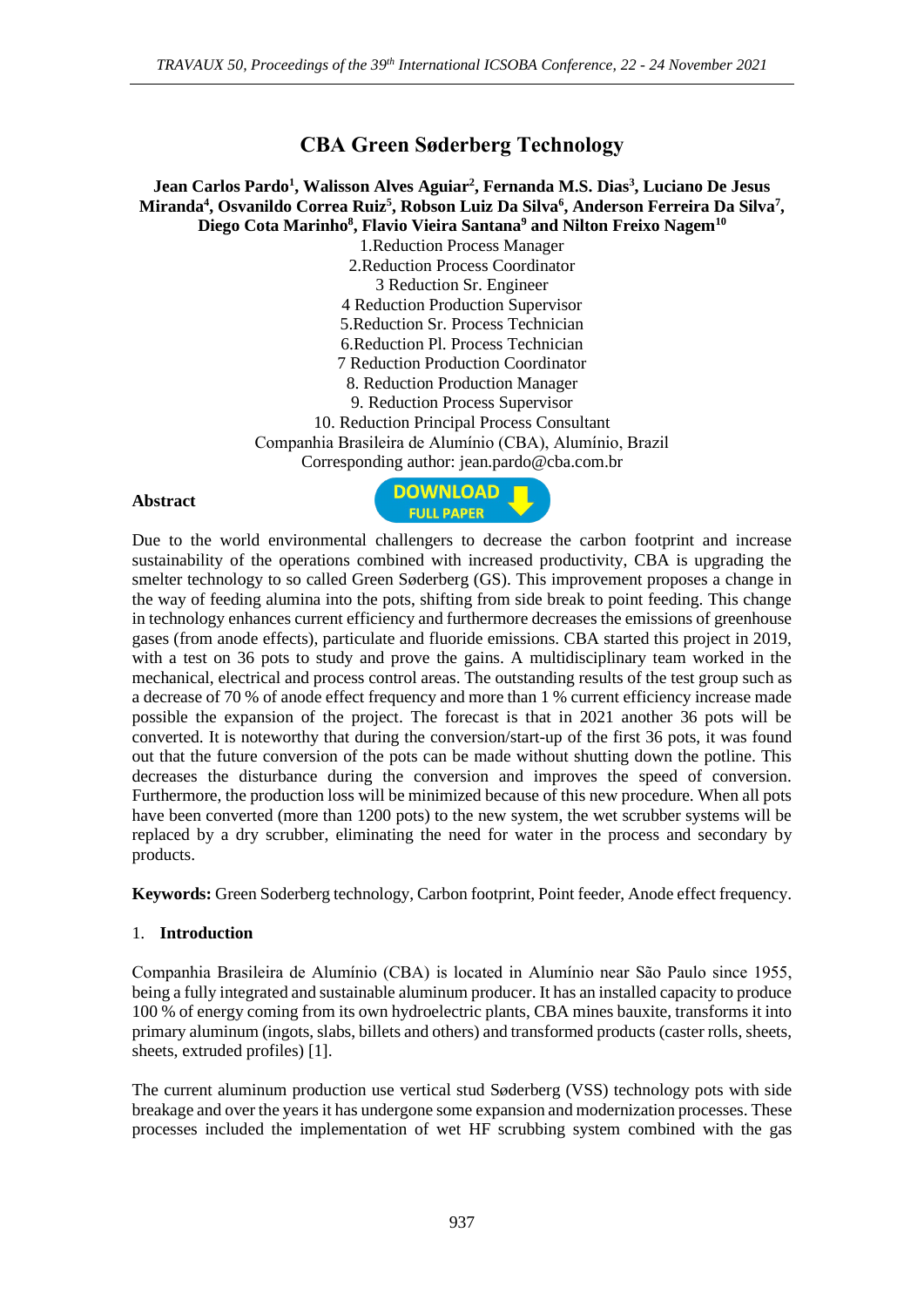# CBA Green Søderberg Technology

**Jean Carlos Pardo[1], Walisson Alves Aguiar[2], Fernanda M.S. Dias[3], Luciano De Jesus Miranda[4], Osvanildo Correa Ruiz[5], Robson Luiz Da Silva[6], Anderson Ferreira Da Silva[7], Diego Cota Marinho[8], Flavio Vieira Santana[9] and Nilton Freixo Nagem[10]**

1.Reduction Process Manager
2.Reduction Process Coordinator
3 Reduction Sr. Engineer
4 Reduction Production Supervisor
5.Reduction Sr. Process Technician
6.Reduction Pl. Process Technician
7 Reduction Production Coordinator
8. Reduction Production Manager
9. Reduction Process Supervisor
10. Reduction Principal Process Consultant
Companhia Brasileira de Alumínio (CBA), Alumínio, Brazil
Corresponding author: jean.pardo@cba.com.br

## Abstract

Due to the world environmental challengers to decrease the carbon footprint and increase sustainability of the operations combined with increased productivity, CBA is upgrading the smelter technology to so called Green Søderberg (GS). This improvement proposes a change in the way of feeding alumina into the pots, shifting from side break to point feeding. This change in technology enhances current efficiency and furthermore decreases the emissions of greenhouse gases (from anode effects), particulate and fluoride emissions. CBA started this project in 2019, with a test on 36 pots to study and prove the gains. A multidisciplinary team worked in the mechanical, electrical and process control areas. The outstanding results of the test group such as a decrease of 70 % of anode effect frequency and more than 1 % current efficiency increase made possible the expansion of the project. The forecast is that in 2021 another 36 pots will be converted. It is noteworthy that during the conversion/start-up of the first 36 pots, it was found out that the future conversion of the pots can be made without shutting down the potline. This decreases the disturbance during the conversion and improves the speed of conversion. Furthermore, the production loss will be minimized because of this new procedure. When all pots have been converted (more than 1200 pots) to the new system, the wet scrubber systems will be replaced by a dry scrubber, eliminating the need for water in the process and secondary by products.

**Keywords:** Green Soderberg technology, Carbon footprint, Point feeder, Anode effect frequency.

## 1. Introduction

Companhia Brasileira de Alumínio (CBA) is located in Alumínio near São Paulo since 1955, being a fully integrated and sustainable aluminum producer. It has an installed capacity to produce 100 % of energy coming from its own hydroelectric plants, CBA mines bauxite, transforms it into primary aluminum (ingots, slabs, billets and others) and transformed products (caster rolls, sheets, sheets, extruded profiles) [1].

The current aluminum production use vertical stud Søderberg (VSS) technology pots with side breakage and over the years it has undergone some expansion and modernization processes. These processes included the implementation of wet HF scrubbing system combined with the gas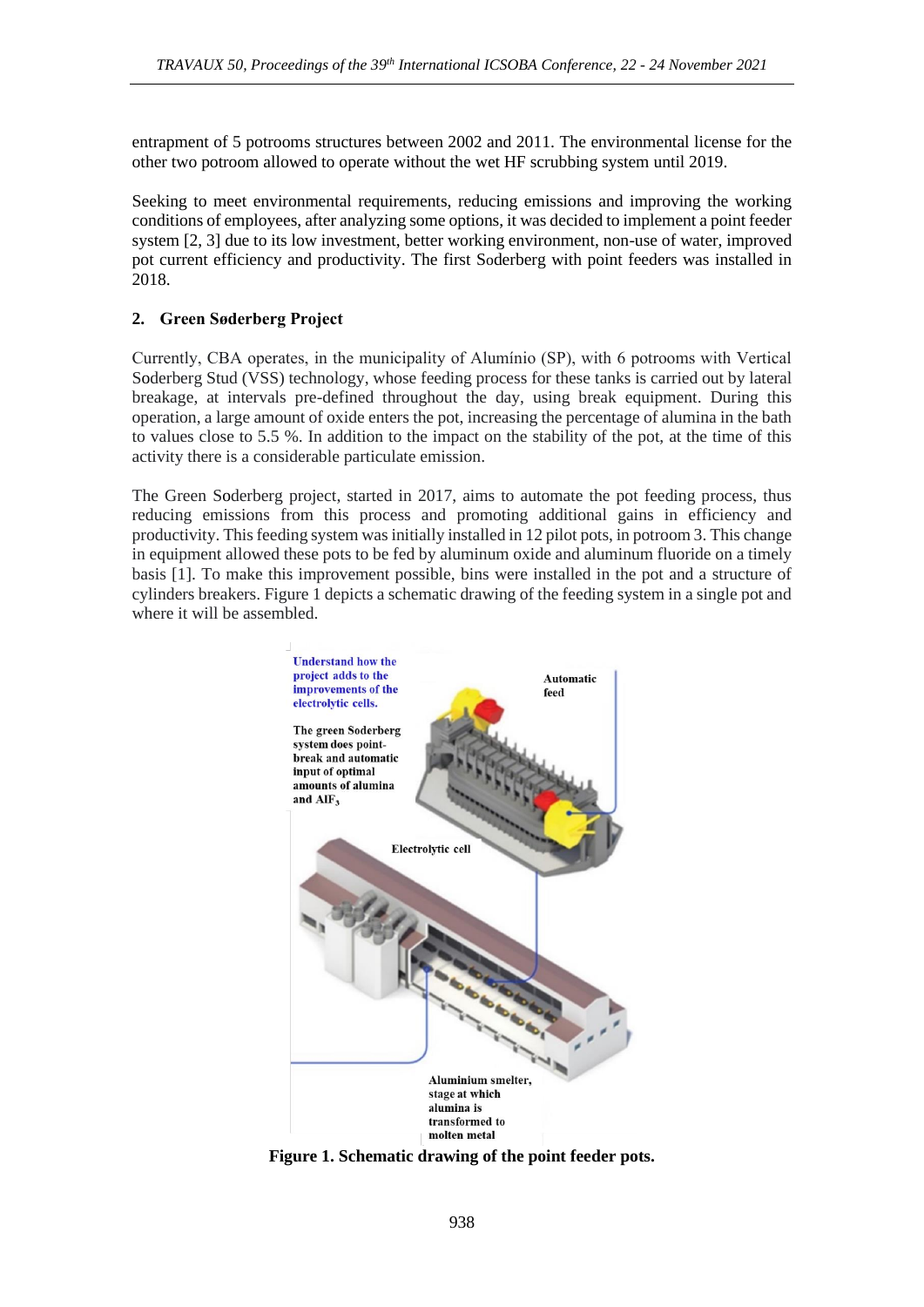entrapment of 5 potrooms structures between 2002 and 2011. The environmental license for the other two potroom allowed to operate without the wet HF scrubbing system until 2019.

Seeking to meet environmental requirements, reducing emissions and improving the working conditions of employees, after analyzing some options, it was decided to implement a point feeder system [2, 3] due to its low investment, better working environment, non-use of water, improved pot current efficiency and productivity. The first Soderberg with point feeders was installed in 2018.

## 2. Green Søderberg Project

Currently, CBA operates, in the municipality of Alumínio (SP), with 6 potrooms with Vertical Soderberg Stud (VSS) technology, whose feeding process for these tanks is carried out by lateral breakage, at intervals pre-defined throughout the day, using break equipment. During this operation, a large amount of oxide enters the pot, increasing the percentage of alumina in the bath to values close to 5.5 %. In addition to the impact on the stability of the pot, at the time of this activity there is a considerable particulate emission.

The Green Soderberg project, started in 2017, aims to automate the pot feeding process, thus reducing emissions from this process and promoting additional gains in efficiency and productivity. This feeding system was initially installed in 12 pilot pots, in potroom 3. This change in equipment allowed these pots to be fed by aluminum oxide and aluminum fluoride on a timely basis [1]. To make this improvement possible, bins were installed in the pot and a structure of cylinders breakers. Figure 1 depicts a schematic drawing of the feeding system in a single pot and where it will be assembled.

Understand how the project adds to the improvements of the electrolytic cells.

The green Soderberg system does point-break and automatic input of optimal amounts of alumina and $AlF_3$

Automatic feed

Electrolytic cell

Aluminium smelter, stage at which alumina is transformed to molten metal

**Figure 1. Schematic drawing of the point feeder pots.**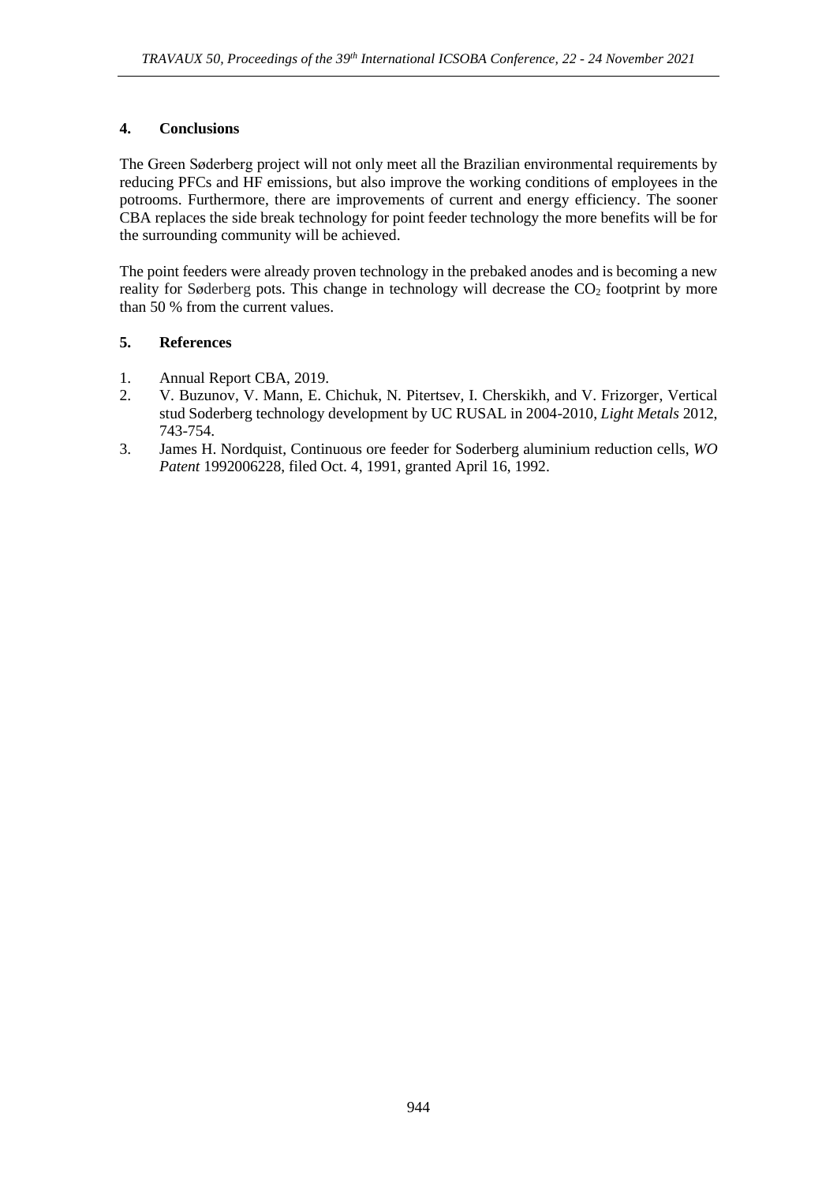## 4. Conclusions

The Green Søderberg project will not only meet all the Brazilian environmental requirements by reducing PFCs and HF emissions, but also improve the working conditions of employees in the potrooms. Furthermore, there are improvements of current and energy efficiency. The sooner CBA replaces the side break technology for point feeder technology the more benefits will be for the surrounding community will be achieved.

The point feeders were already proven technology in the prebaked anodes and is becoming a new reality for Søderberg pots. This change in technology will decrease the $CO_2$ footprint by more than 50 % from the current values.

## 5. References

1. Annual Report CBA, 2019.
2. V. Buzunov, V. Mann, E. Chichuk, N. Pitertsev, I. Cherskikh, and V. Frizorger, Vertical stud Soderberg technology development by UC RUSAL in 2004-2010, *Light Metals* 2012, 743-754.
3. James H. Nordquist, Continuous ore feeder for Soderberg aluminium reduction cells, *WO Patent* 1992006228, filed Oct. 4, 1991, granted April 16, 1992.